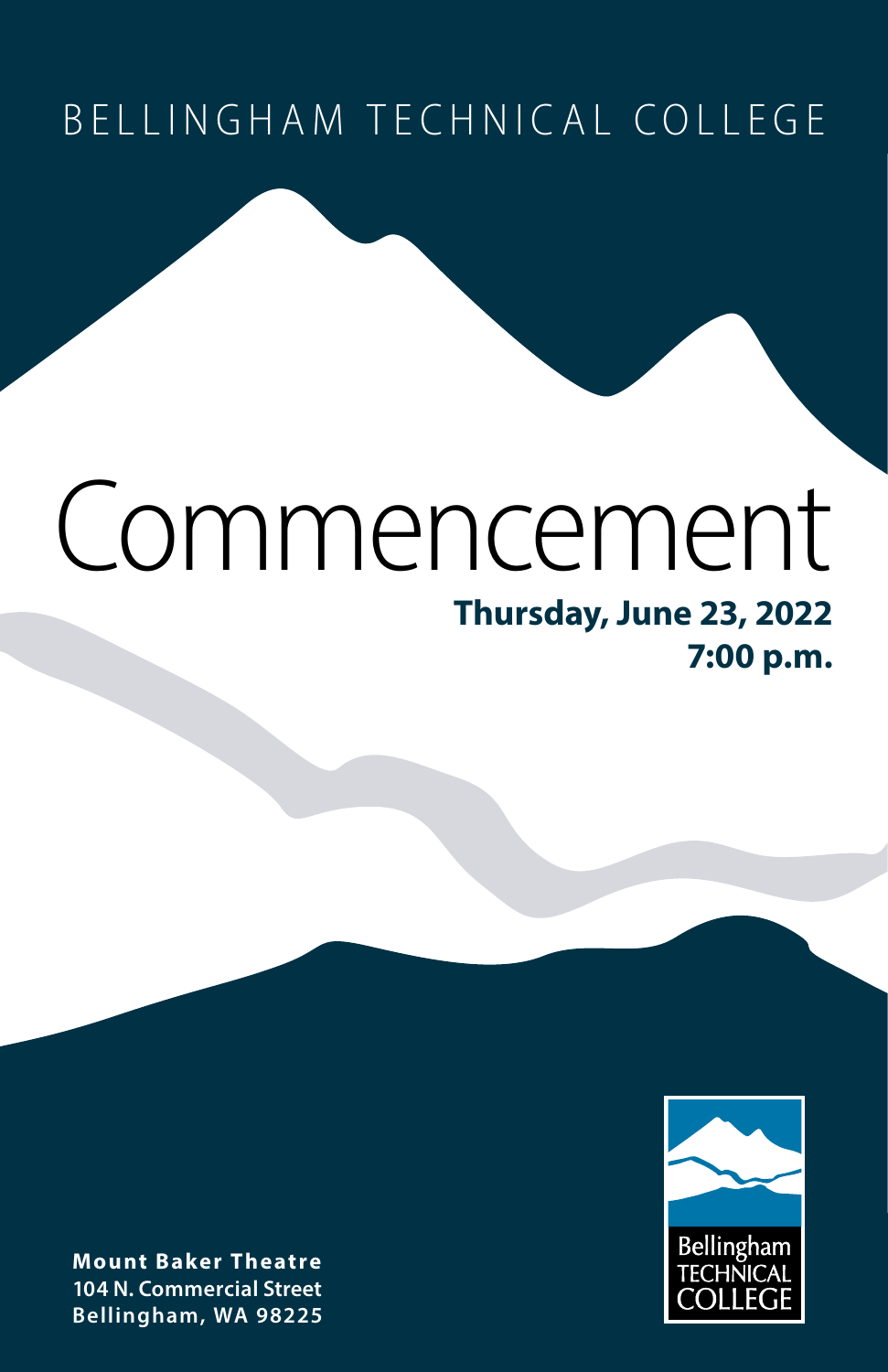BELLINGHAM TECHNICAL COLLEGE

# Commencement

**Thursday, June 23, 2022**
**7:00 p.m.**

**Mount Baker Theatre**
**104 N. Commercial Street**
**Bellingham, WA 98225**

Bellingham TECHNICAL COLLEGE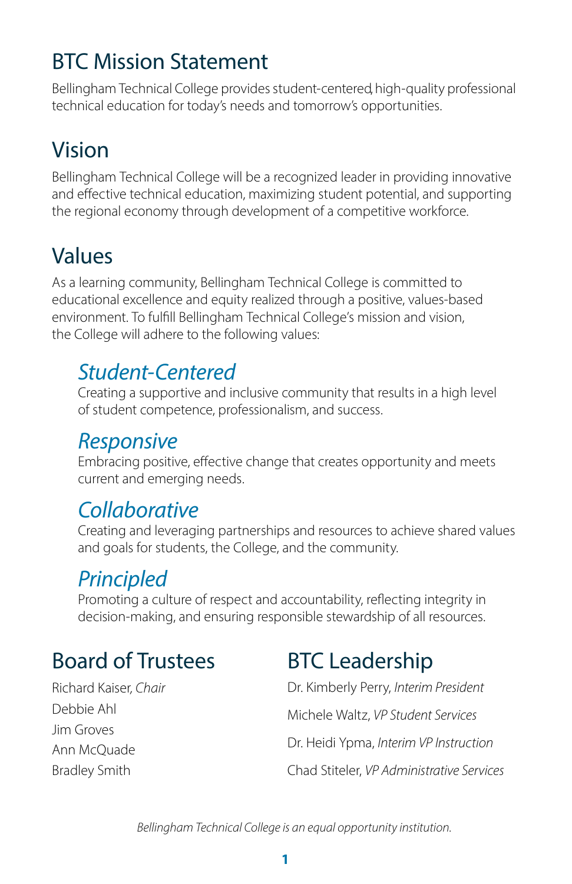## BTC Mission Statement

Bellingham Technical College provides student-centered, high-quality professional technical education for today's needs and tomorrow's opportunities.

## Vision

Bellingham Technical College will be a recognized leader in providing innovative and effective technical education, maximizing student potential, and supporting the regional economy through development of a competitive workforce.

## Values

As a learning community, Bellingham Technical College is committed to educational excellence and equity realized through a positive, values-based environment. To fulfill Bellingham Technical College's mission and vision, the College will adhere to the following values:

### *Student-Centered*

Creating a supportive and inclusive community that results in a high level of student competence, professionalism, and success.

### *Responsive*

Embracing positive, effective change that creates opportunity and meets current and emerging needs.

### *Collaborative*

Creating and leveraging partnerships and resources to achieve shared values and goals for students, the College, and the community.

### *Principled*

Promoting a culture of respect and accountability, reflecting integrity in decision-making, and ensuring responsible stewardship of all resources.

## Board of Trustees

Richard Kaiser, *Chair*
Debbie Ahl
Jim Groves
Ann McQuade
Bradley Smith

## BTC Leadership

Dr. Kimberly Perry, *Interim President*
Michele Waltz, *VP Student Services*
Dr. Heidi Ypma, *Interim VP Instruction*
Chad Stiteler, *VP Administrative Services*

*Bellingham Technical College is an equal opportunity institution.*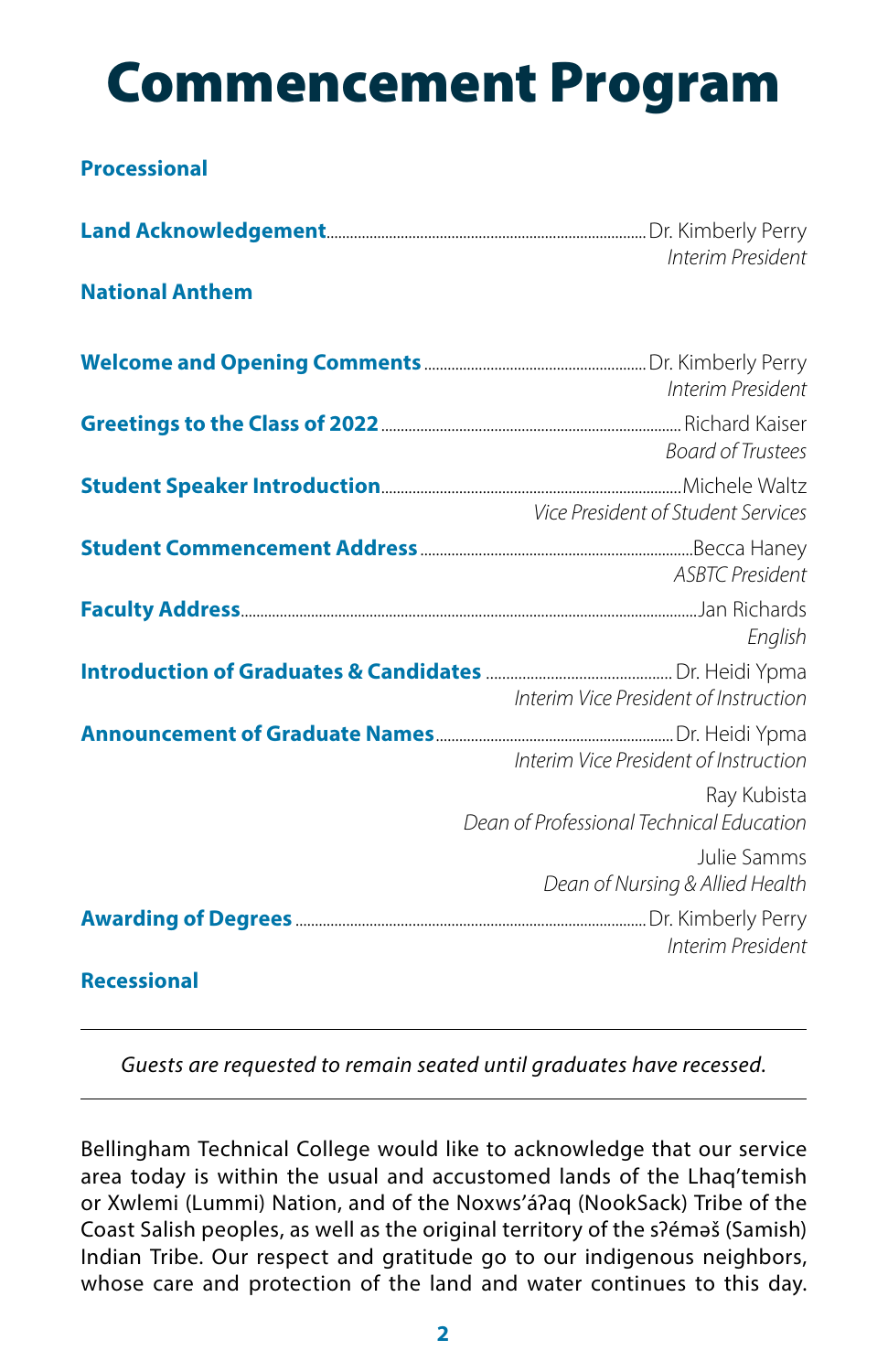# Commencement Program

**Processional**

**Land Acknowledgement** ........ Dr. Kimberly Perry
*Interim President*

**National Anthem**

**Welcome and Opening Comments** ........ Dr. Kimberly Perry
*Interim President*

**Greetings to the Class of 2022** ........ Richard Kaiser
*Board of Trustees*

**Student Speaker Introduction** ........ Michele Waltz
*Vice President of Student Services*

**Student Commencement Address** ........ Becca Haney
*ASBTC President*

**Faculty Address** ........ Jan Richards
*English*

**Introduction of Graduates & Candidates** ........ Dr. Heidi Ypma
*Interim Vice President of Instruction*

**Announcement of Graduate Names** ........ Dr. Heidi Ypma
*Interim Vice President of Instruction*

Ray Kubista
*Dean of Professional Technical Education*

Julie Samms
*Dean of Nursing & Allied Health*

**Awarding of Degrees** ........ Dr. Kimberly Perry
*Interim President*

**Recessional**

---

*Guests are requested to remain seated until graduates have recessed.*

---

Bellingham Technical College would like to acknowledge that our service area today is within the usual and accustomed lands of the Lhaq'temish or Xwlemi (Lummi) Nation, and of the Noxws'áʔaq (NookSack) Tribe of the Coast Salish peoples, as well as the original territory of the sʔéməš (Samish) Indian Tribe. Our respect and gratitude go to our indigenous neighbors, whose care and protection of the land and water continues to this day.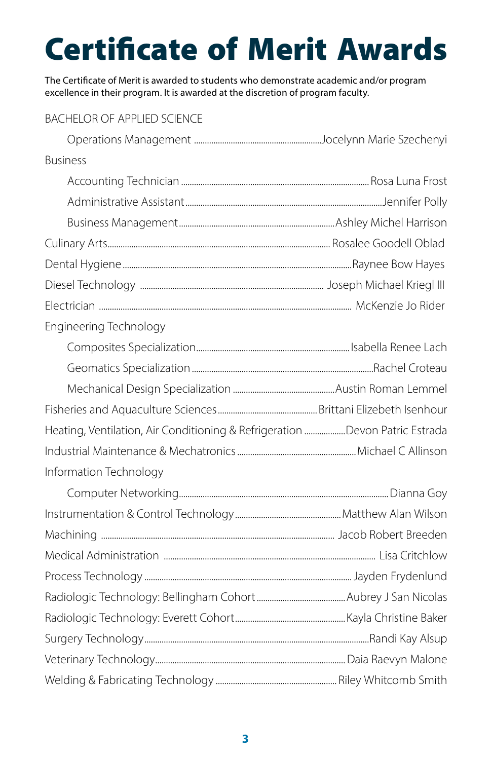# Certificate of Merit Awards

The Certificate of Merit is awarded to students who demonstrate academic and/or program excellence in their program. It is awarded at the discretion of program faculty.

BACHELOR OF APPLIED SCIENCE

- Operations Management — Jocelynn Marie Szechenyi

Business

- Accounting Technician — Rosa Luna Frost
- Administrative Assistant — Jennifer Polly
- Business Management — Ashley Michel Harrison

Culinary Arts — Rosalee Goodell Oblad

Dental Hygiene — Raynee Bow Hayes

Diesel Technology — Joseph Michael Kriegl III

Electrician — McKenzie Jo Rider

Engineering Technology

- Composites Specialization — Isabella Renee Lach
- Geomatics Specialization — Rachel Croteau
- Mechanical Design Specialization — Austin Roman Lemmel

Fisheries and Aquaculture Sciences — Brittani Elizebeth Isenhour

Heating, Ventilation, Air Conditioning & Refrigeration — Devon Patric Estrada

Industrial Maintenance & Mechatronics — Michael C Allinson

Information Technology

- Computer Networking — Dianna Goy

Instrumentation & Control Technology — Matthew Alan Wilson

Machining — Jacob Robert Breeden

Medical Administration — Lisa Critchlow

Process Technology — Jayden Frydenlund

Radiologic Technology: Bellingham Cohort — Aubrey J San Nicolas

Radiologic Technology: Everett Cohort — Kayla Christine Baker

Surgery Technology — Randi Kay Alsup

Veterinary Technology — Daia Raevyn Malone

Welding & Fabricating Technology — Riley Whitcomb Smith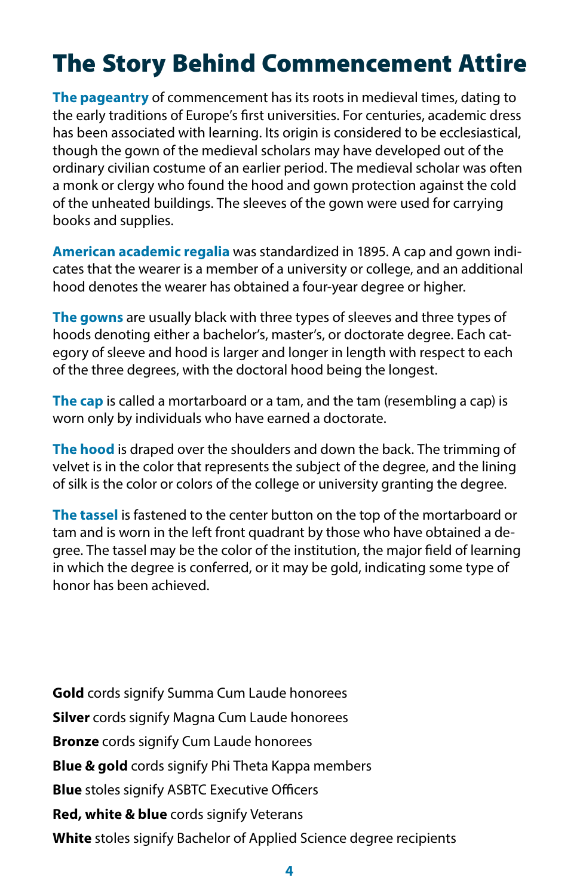# The Story Behind Commencement Attire

**The pageantry** of commencement has its roots in medieval times, dating to the early traditions of Europe's first universities. For centuries, academic dress has been associated with learning. Its origin is considered to be ecclesiastical, though the gown of the medieval scholars may have developed out of the ordinary civilian costume of an earlier period. The medieval scholar was often a monk or clergy who found the hood and gown protection against the cold of the unheated buildings. The sleeves of the gown were used for carrying books and supplies.

**American academic regalia** was standardized in 1895. A cap and gown indicates that the wearer is a member of a university or college, and an additional hood denotes the wearer has obtained a four-year degree or higher.

**The gowns** are usually black with three types of sleeves and three types of hoods denoting either a bachelor's, master's, or doctorate degree. Each category of sleeve and hood is larger and longer in length with respect to each of the three degrees, with the doctoral hood being the longest.

**The cap** is called a mortarboard or a tam, and the tam (resembling a cap) is worn only by individuals who have earned a doctorate.

**The hood** is draped over the shoulders and down the back. The trimming of velvet is in the color that represents the subject of the degree, and the lining of silk is the color or colors of the college or university granting the degree.

**The tassel** is fastened to the center button on the top of the mortarboard or tam and is worn in the left front quadrant by those who have obtained a degree. The tassel may be the color of the institution, the major field of learning in which the degree is conferred, or it may be gold, indicating some type of honor has been achieved.

**Gold** cords signify Summa Cum Laude honorees

**Silver** cords signify Magna Cum Laude honorees

**Bronze** cords signify Cum Laude honorees

**Blue & gold** cords signify Phi Theta Kappa members

**Blue** stoles signify ASBTC Executive Officers

**Red, white & blue** cords signify Veterans

**White** stoles signify Bachelor of Applied Science degree recipients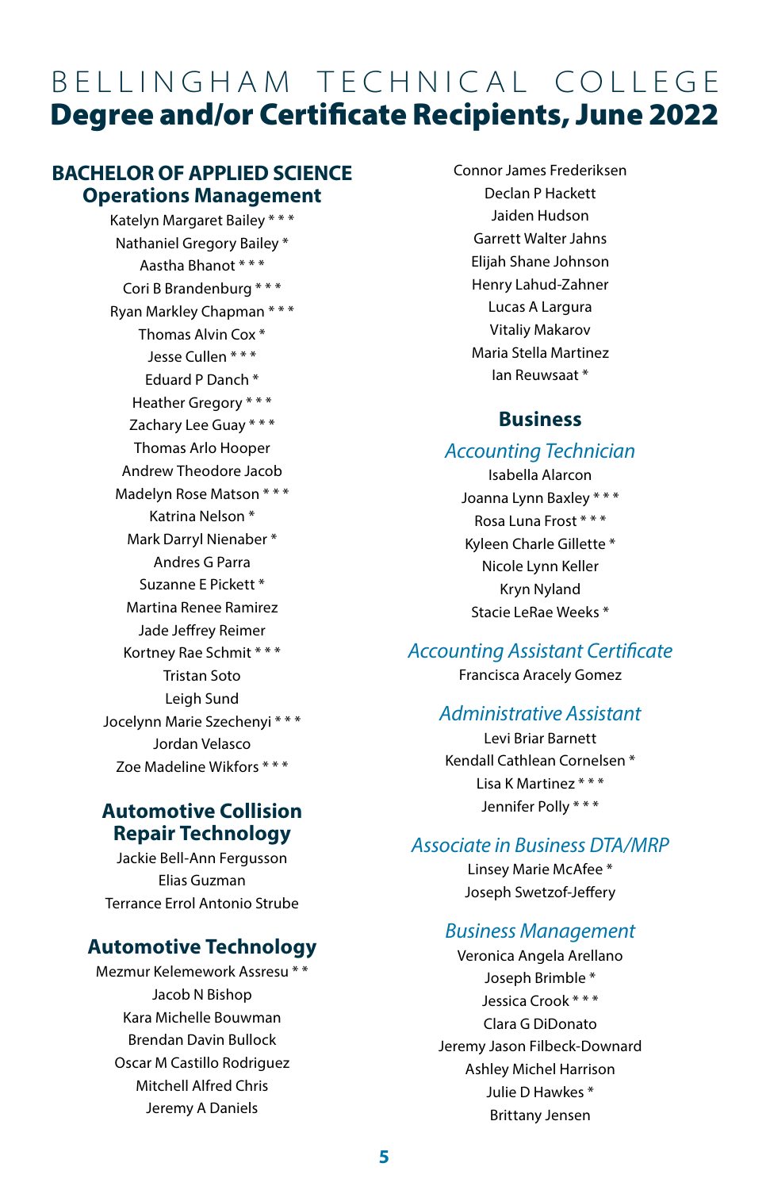# BELLINGHAM TECHNICAL COLLEGE
# Degree and/or Certificate Recipients, June 2022

## BACHELOR OF APPLIED SCIENCE
## Operations Management

Katelyn Margaret Bailey * * *
Nathaniel Gregory Bailey *
Aastha Bhanot * * *
Cori B Brandenburg * * *
Ryan Markley Chapman * * *
Thomas Alvin Cox *
Jesse Cullen * * *
Eduard P Danch *
Heather Gregory * * *
Zachary Lee Guay * * *
Thomas Arlo Hooper
Andrew Theodore Jacob
Madelyn Rose Matson * * *
Katrina Nelson *
Mark Darryl Nienaber *
Andres G Parra
Suzanne E Pickett *
Martina Renee Ramirez
Jade Jeffrey Reimer
Kortney Rae Schmit * * *
Tristan Soto
Leigh Sund
Jocelynn Marie Szechenyi * * *
Jordan Velasco
Zoe Madeline Wikfors * * *

## Automotive Collision Repair Technology

Jackie Bell-Ann Fergusson
Elias Guzman
Terrance Errol Antonio Strube

## Automotive Technology

Mezmur Kelemework Assresu * *
Jacob N Bishop
Kara Michelle Bouwman
Brendan Davin Bullock
Oscar M Castillo Rodriguez
Mitchell Alfred Chris
Jeremy A Daniels
Connor James Frederiksen
Declan P Hackett
Jaiden Hudson
Garrett Walter Jahns
Elijah Shane Johnson
Henry Lahud-Zahner
Lucas A Largura
Vitaliy Makarov
Maria Stella Martinez
Ian Reuwsaat *

## Business

### *Accounting Technician*

Isabella Alarcon
Joanna Lynn Baxley * * *
Rosa Luna Frost * * *
Kyleen Charle Gillette *
Nicole Lynn Keller
Kryn Nyland
Stacie LeRae Weeks *

### *Accounting Assistant Certificate*

Francisca Aracely Gomez

### *Administrative Assistant*

Levi Briar Barnett
Kendall Cathlean Cornelsen *
Lisa K Martinez * * *
Jennifer Polly * * *

### *Associate in Business DTA/MRP*

Linsey Marie McAfee *
Joseph Swetzof-Jeffery

### *Business Management*

Veronica Angela Arellano
Joseph Brimble *
Jessica Crook * * *
Clara G DiDonato
Jeremy Jason Filbeck-Downard
Ashley Michel Harrison
Julie D Hawkes *
Brittany Jensen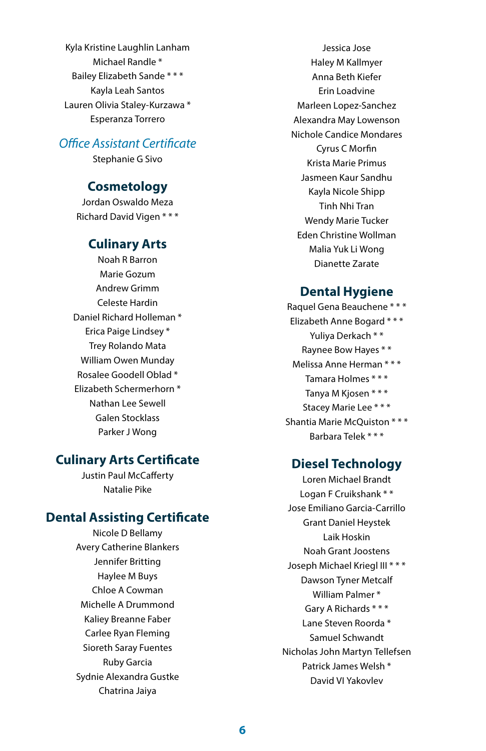Kyla Kristine Laughlin Lanham
Michael Randle *
Bailey Elizabeth Sande * * *
Kayla Leah Santos
Lauren Olivia Staley-Kurzawa *
Esperanza Torrero

## *Office Assistant Certificate*

Stephanie G Sivo

## Cosmetology

Jordan Oswaldo Meza
Richard David Vigen * * *

## Culinary Arts

Noah R Barron
Marie Gozum
Andrew Grimm
Celeste Hardin
Daniel Richard Holleman *
Erica Paige Lindsey *
Trey Rolando Mata
William Owen Munday
Rosalee Goodell Oblad *
Elizabeth Schermerhorn *
Nathan Lee Sewell
Galen Stocklass
Parker J Wong

## Culinary Arts Certificate

Justin Paul McCafferty
Natalie Pike

## Dental Assisting Certificate

Nicole D Bellamy
Avery Catherine Blankers
Jennifer Britting
Haylee M Buys
Chloe A Cowman
Michelle A Drummond
Kaliey Breanne Faber
Carlee Ryan Fleming
Sioreth Saray Fuentes
Ruby Garcia
Sydnie Alexandra Gustke
Chatrina Jaiya
Jessica Jose
Haley M Kallmyer
Anna Beth Kiefer
Erin Loadvine
Marleen Lopez-Sanchez
Alexandra May Lowenson
Nichole Candice Mondares
Cyrus C Morfin
Krista Marie Primus
Jasmeen Kaur Sandhu
Kayla Nicole Shipp
Tinh Nhi Tran
Wendy Marie Tucker
Eden Christine Wollman
Malia Yuk Li Wong
Dianette Zarate

## Dental Hygiene

Raquel Gena Beauchene * * *
Elizabeth Anne Bogard * * *
Yuliya Derkach * *
Raynee Bow Hayes * *
Melissa Anne Herman * * *
Tamara Holmes * * *
Tanya M Kjosen * * *
Stacey Marie Lee * * *
Shantia Marie McQuiston * * *
Barbara Telek * * *

## Diesel Technology

Loren Michael Brandt
Logan F Cruikshank * *
Jose Emiliano Garcia-Carrillo
Grant Daniel Heystek
Laik Hoskin
Noah Grant Joostens
Joseph Michael Kriegl III * * *
Dawson Tyner Metcalf
William Palmer *
Gary A Richards * * *
Lane Steven Roorda *
Samuel Schwandt
Nicholas John Martyn Tellefsen
Patrick James Welsh *
David VI Yakovlev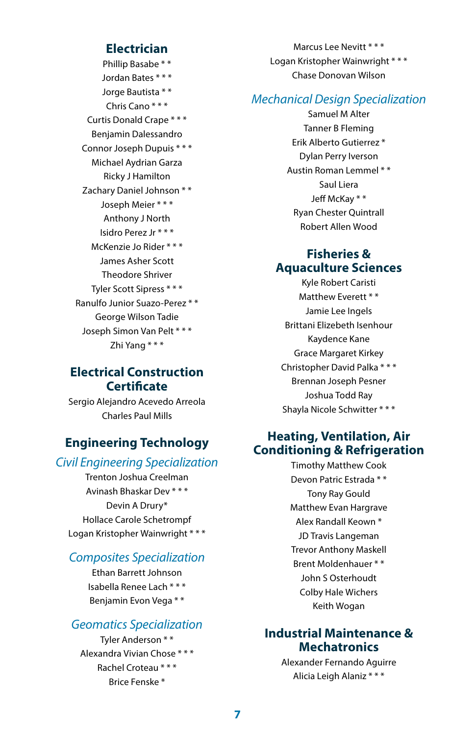## Electrician

Phillip Basabe * *
Jordan Bates * * *
Jorge Bautista * *
Chris Cano * * *
Curtis Donald Crape * * *
Benjamin Dalessandro
Connor Joseph Dupuis * * *
Michael Aydrian Garza
Ricky J Hamilton
Zachary Daniel Johnson * *
Joseph Meier * * *
Anthony J North
Isidro Perez Jr * * *
McKenzie Jo Rider * * *
James Asher Scott
Theodore Shriver
Tyler Scott Sipress * * *
Ranulfo Junior Suazo-Perez * *
George Wilson Tadie
Joseph Simon Van Pelt * * *
Zhi Yang * * *

## Electrical Construction Certificate

Sergio Alejandro Acevedo Arreola
Charles Paul Mills

## Engineering Technology

### *Civil Engineering Specialization*

Trenton Joshua Creelman
Avinash Bhaskar Dev * * *
Devin A Drury*
Hollace Carole Schetrompf
Logan Kristopher Wainwright * * *

### *Composites Specialization*

Ethan Barrett Johnson
Isabella Renee Lach * * *
Benjamin Evon Vega * *

### *Geomatics Specialization*

Tyler Anderson * *
Alexandra Vivian Chose * * *
Rachel Croteau * * *
Brice Fenske *
Marcus Lee Nevitt * * *
Logan Kristopher Wainwright * * *
Chase Donovan Wilson

### *Mechanical Design Specialization*

Samuel M Alter
Tanner B Fleming
Erik Alberto Gutierrez *
Dylan Perry Iverson
Austin Roman Lemmel * *
Saul Liera
Jeff McKay * *
Ryan Chester Quintrall
Robert Allen Wood

## Fisheries & Aquaculture Sciences

Kyle Robert Caristi
Matthew Everett * *
Jamie Lee Ingels
Brittani Elizebeth Isenhour
Kaydence Kane
Grace Margaret Kirkey
Christopher David Palka * * *
Brennan Joseph Pesner
Joshua Todd Ray
Shayla Nicole Schwitter * * *

## Heating, Ventilation, Air Conditioning & Refrigeration

Timothy Matthew Cook
Devon Patric Estrada * *
Tony Ray Gould
Matthew Evan Hargrave
Alex Randall Keown *
JD Travis Langeman
Trevor Anthony Maskell
Brent Moldenhauer * *
John S Osterhoudt
Colby Hale Wichers
Keith Wogan

## Industrial Maintenance & Mechatronics

Alexander Fernando Aguirre
Alicia Leigh Alaniz * * *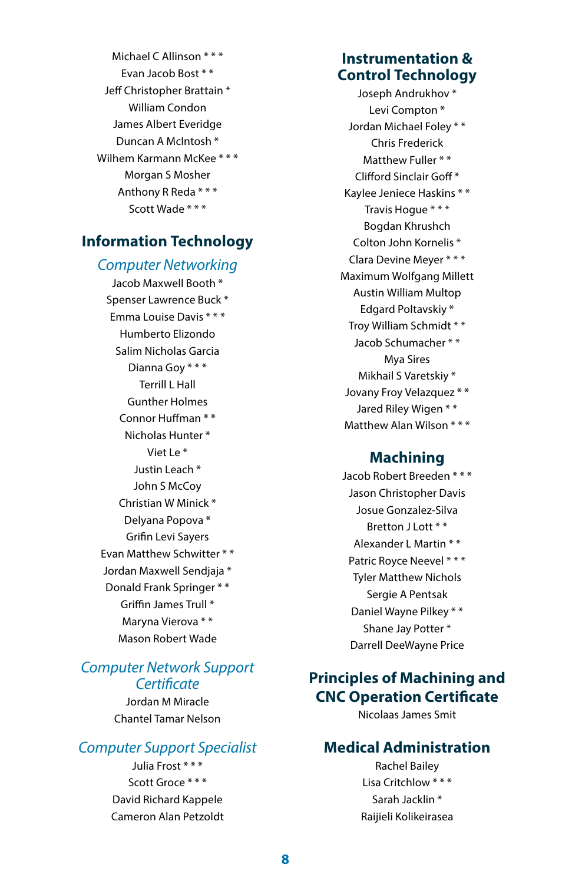Michael C Allinson * * *
Evan Jacob Bost * *
Jeff Christopher Brattain *
William Condon
James Albert Everidge
Duncan A McIntosh *
Wilhem Karmann McKee * * *
Morgan S Mosher
Anthony R Reda * * *
Scott Wade * * *

## Information Technology

### *Computer Networking*

Jacob Maxwell Booth *
Spenser Lawrence Buck *
Emma Louise Davis * * *
Humberto Elizondo
Salim Nicholas Garcia
Dianna Goy * * *
Terrill L Hall
Gunther Holmes
Connor Huffman * *
Nicholas Hunter *
Viet Le *
Justin Leach *
John S McCoy
Christian W Minick *
Delyana Popova *
Grifin Levi Sayers
Evan Matthew Schwitter * *
Jordan Maxwell Sendjaja *
Donald Frank Springer * *
Griffin James Trull *
Maryna Vierova * *
Mason Robert Wade

### *Computer Network Support Certificate*

Jordan M Miracle
Chantel Tamar Nelson

### *Computer Support Specialist*

Julia Frost * * *
Scott Groce * * *
David Richard Kappele
Cameron Alan Petzoldt

## Instrumentation & Control Technology

Joseph Andrukhov *
Levi Compton *
Jordan Michael Foley * *
Chris Frederick
Matthew Fuller * *
Clifford Sinclair Goff *
Kaylee Jeniece Haskins * *
Travis Hogue * * *
Bogdan Khrushch
Colton John Kornelis *
Clara Devine Meyer * * *
Maximum Wolfgang Millett
Austin William Multop
Edgard Poltavskiy *
Troy William Schmidt * *
Jacob Schumacher * *
Mya Sires
Mikhail S Varetskiy *
Jovany Froy Velazquez * *
Jared Riley Wigen * *
Matthew Alan Wilson * * *

## Machining

Jacob Robert Breeden * * *
Jason Christopher Davis
Josue Gonzalez-Silva
Bretton J Lott * *
Alexander L Martin * *
Patric Royce Neevel * * *
Tyler Matthew Nichols
Sergie A Pentsak
Daniel Wayne Pilkey * *
Shane Jay Potter *
Darrell DeeWayne Price

## Principles of Machining and CNC Operation Certificate

Nicolaas James Smit

## Medical Administration

Rachel Bailey
Lisa Critchlow * * *
Sarah Jacklin *
Raijieli Kolikeirasea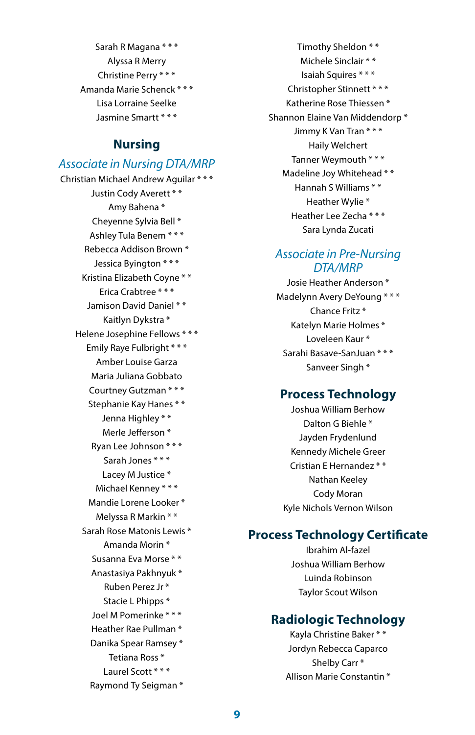Sarah R Magana * * *
Alyssa R Merry
Christine Perry * * *
Amanda Marie Schenck * * *
Lisa Lorraine Seelke
Jasmine Smartt * * *

## Nursing

### *Associate in Nursing DTA/MRP*

Christian Michael Andrew Aguilar * * *
Justin Cody Averett * *
Amy Bahena *
Cheyenne Sylvia Bell *
Ashley Tula Benem * * *
Rebecca Addison Brown *
Jessica Byington * * *
Kristina Elizabeth Coyne * *
Erica Crabtree * * *
Jamison David Daniel * *
Kaitlyn Dykstra *
Helene Josephine Fellows * * *
Emily Raye Fulbright * * *
Amber Louise Garza
Maria Juliana Gobbato
Courtney Gutzman * * *
Stephanie Kay Hanes * *
Jenna Highley * *
Merle Jefferson *
Ryan Lee Johnson * * *
Sarah Jones * * *
Lacey M Justice *
Michael Kenney * * *
Mandie Lorene Looker *
Melyssa R Markin * *
Sarah Rose Matonis Lewis *
Amanda Morin *
Susanna Eva Morse * *
Anastasiya Pakhnyuk *
Ruben Perez Jr *
Stacie L Phipps *
Joel M Pomerinke * * *
Heather Rae Pullman *
Danika Spear Ramsey *
Tetiana Ross *
Laurel Scott * * *
Raymond Ty Seigman *
Timothy Sheldon * *
Michele Sinclair * *
Isaiah Squires * * *
Christopher Stinnett * * *
Katherine Rose Thiessen *
Shannon Elaine Van Middendorp *
Jimmy K Van Tran * * *
Haily Welchert
Tanner Weymouth * * *
Madeline Joy Whitehead * *
Hannah S Williams * *
Heather Wylie *
Heather Lee Zecha * * *
Sara Lynda Zucati

### *Associate in Pre-Nursing DTA/MRP*

Josie Heather Anderson *
Madelynn Avery DeYoung * * *
Chance Fritz *
Katelyn Marie Holmes *
Loveleen Kaur *
Sarahi Basave-SanJuan * * *
Sanveer Singh *

## Process Technology

Joshua William Berhow
Dalton G Biehle *
Jayden Frydenlund
Kennedy Michele Greer
Cristian E Hernandez * *
Nathan Keeley
Cody Moran
Kyle Nichols Vernon Wilson

## Process Technology Certificate

Ibrahim Al-fazel
Joshua William Berhow
Luinda Robinson
Taylor Scout Wilson

## Radiologic Technology

Kayla Christine Baker * *
Jordyn Rebecca Caparco
Shelby Carr *
Allison Marie Constantin *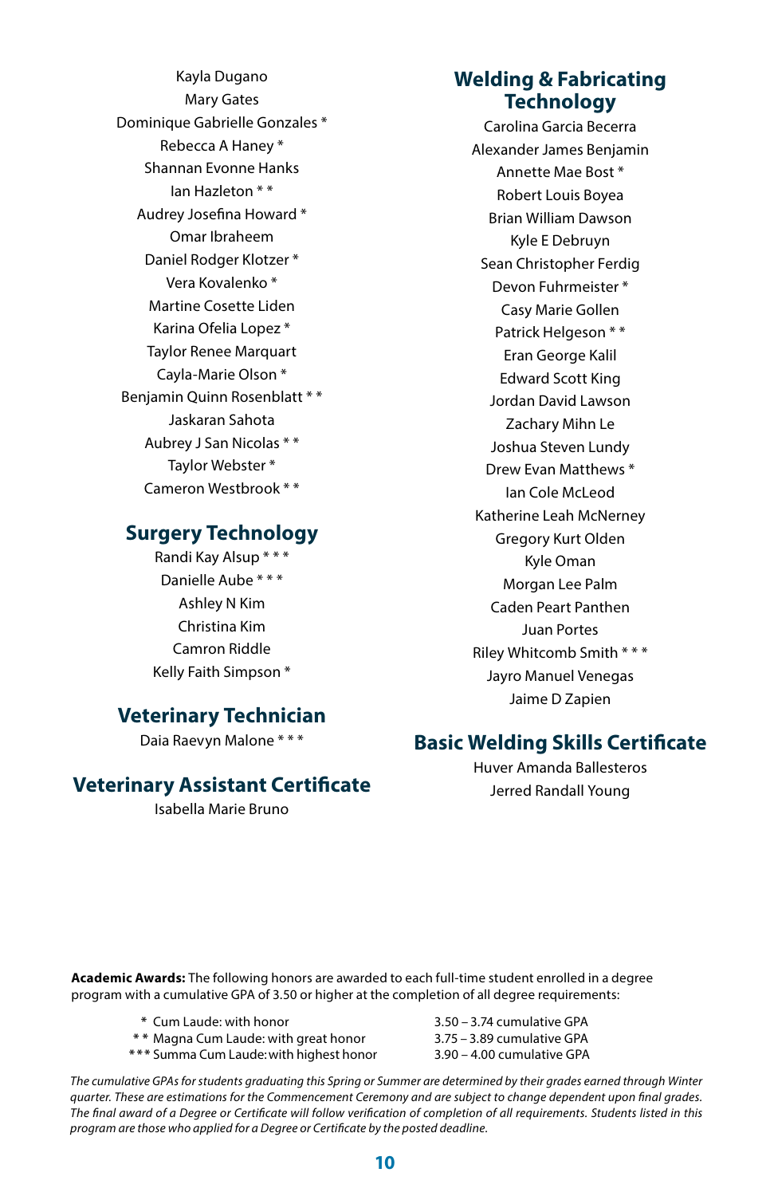Kayla Dugano
Mary Gates
Dominique Gabrielle Gonzales *
Rebecca A Haney *
Shannan Evonne Hanks
Ian Hazleton * *
Audrey Josefina Howard *
Omar Ibraheem
Daniel Rodger Klotzer *
Vera Kovalenko *
Martine Cosette Liden
Karina Ofelia Lopez *
Taylor Renee Marquart
Cayla-Marie Olson *
Benjamin Quinn Rosenblatt * *
Jaskaran Sahota
Aubrey J San Nicolas * *
Taylor Webster *
Cameron Westbrook * *

## Surgery Technology

Randi Kay Alsup * * *
Danielle Aube * * *
Ashley N Kim
Christina Kim
Camron Riddle
Kelly Faith Simpson *

## Veterinary Technician

Daia Raevyn Malone * * *

## Veterinary Assistant Certificate

Isabella Marie Bruno

## Welding & Fabricating Technology

Carolina Garcia Becerra
Alexander James Benjamin
Annette Mae Bost *
Robert Louis Boyea
Brian William Dawson
Kyle E Debruyn
Sean Christopher Ferdig
Devon Fuhrmeister *
Casy Marie Gollen
Patrick Helgeson * *
Eran George Kalil
Edward Scott King
Jordan David Lawson
Zachary Mihn Le
Joshua Steven Lundy
Drew Evan Matthews *
Ian Cole McLeod
Katherine Leah McNerney
Gregory Kurt Olden
Kyle Oman
Morgan Lee Palm
Caden Peart Panthen
Juan Portes
Riley Whitcomb Smith * * *
Jayro Manuel Venegas
Jaime D Zapien

## Basic Welding Skills Certificate

Huver Amanda Ballesteros
Jerred Randall Young

**Academic Awards:** The following honors are awarded to each full-time student enrolled in a degree program with a cumulative GPA of 3.50 or higher at the completion of all degree requirements:

| | |
|---|---|
| * Cum Laude: with honor | 3.50 – 3.74 cumulative GPA |
| * * Magna Cum Laude: with great honor | 3.75 – 3.89 cumulative GPA |
| *** Summa Cum Laude: with highest honor | 3.90 – 4.00 cumulative GPA |

*The cumulative GPAs for students graduating this Spring or Summer are determined by their grades earned through Winter quarter. These are estimations for the Commencement Ceremony and are subject to change dependent upon final grades. The final award of a Degree or Certificate will follow verification of completion of all requirements. Students listed in this program are those who applied for a Degree or Certificate by the posted deadline.*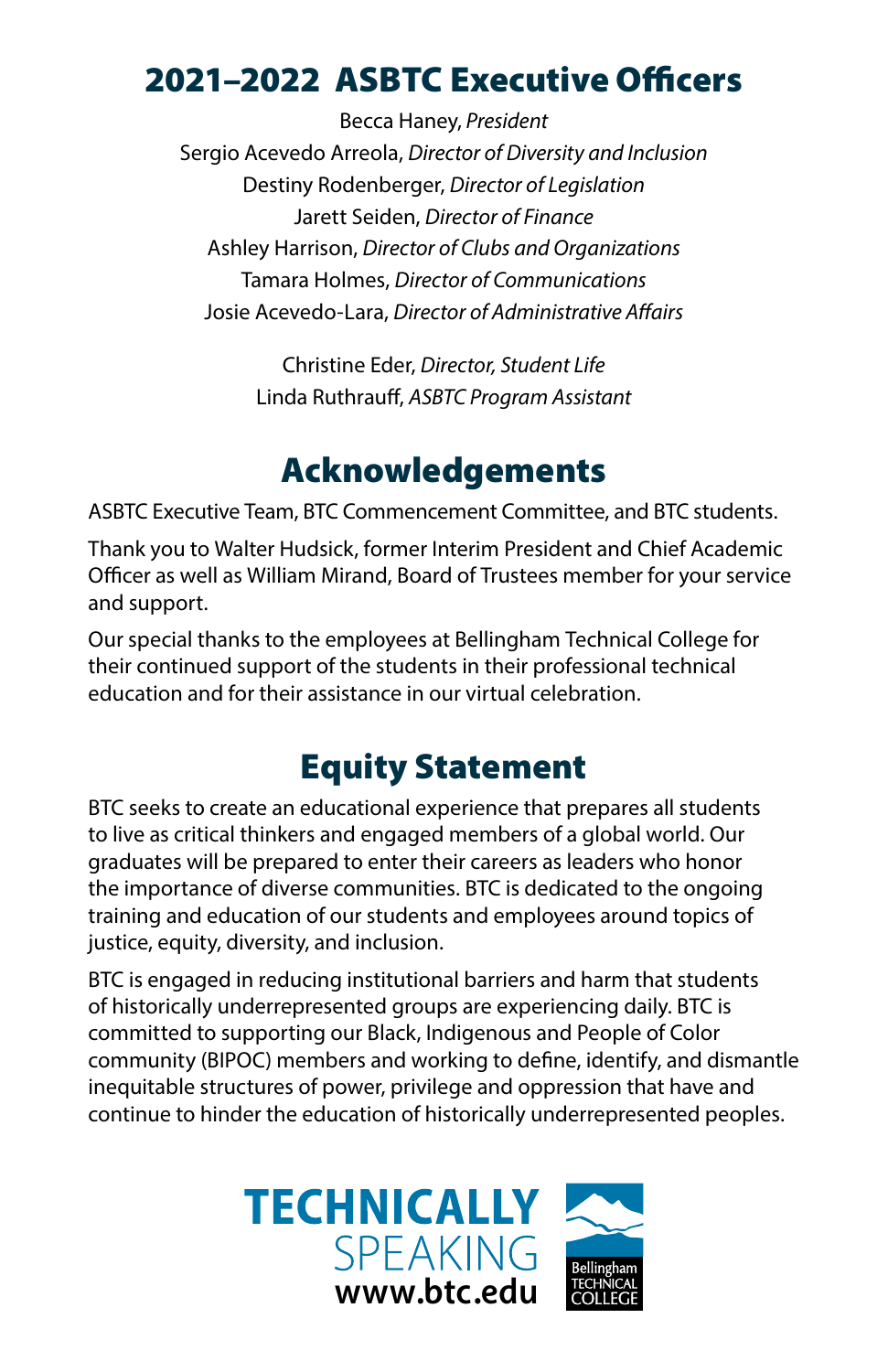## 2021–2022 ASBTC Executive Officers

Becca Haney, *President*
Sergio Acevedo Arreola, *Director of Diversity and Inclusion*
Destiny Rodenberger, *Director of Legislation*
Jarett Seiden, *Director of Finance*
Ashley Harrison, *Director of Clubs and Organizations*
Tamara Holmes, *Director of Communications*
Josie Acevedo-Lara, *Director of Administrative Affairs*

Christine Eder, *Director, Student Life*
Linda Ruthrauff, *ASBTC Program Assistant*

## Acknowledgements

ASBTC Executive Team, BTC Commencement Committee, and BTC students.

Thank you to Walter Hudsick, former Interim President and Chief Academic Officer as well as William Mirand, Board of Trustees member for your service and support.

Our special thanks to the employees at Bellingham Technical College for their continued support of the students in their professional technical education and for their assistance in our virtual celebration.

## Equity Statement

BTC seeks to create an educational experience that prepares all students to live as critical thinkers and engaged members of a global world. Our graduates will be prepared to enter their careers as leaders who honor the importance of diverse communities. BTC is dedicated to the ongoing training and education of our students and employees around topics of justice, equity, diversity, and inclusion.

BTC is engaged in reducing institutional barriers and harm that students of historically underrepresented groups are experiencing daily. BTC is committed to supporting our Black, Indigenous and People of Color community (BIPOC) members and working to define, identify, and dismantle inequitable structures of power, privilege and oppression that have and continue to hinder the education of historically underrepresented peoples.

**TECHNICALLY**
SPEAKING
**www.btc.edu**

Bellingham
TECHNICAL
COLLEGE